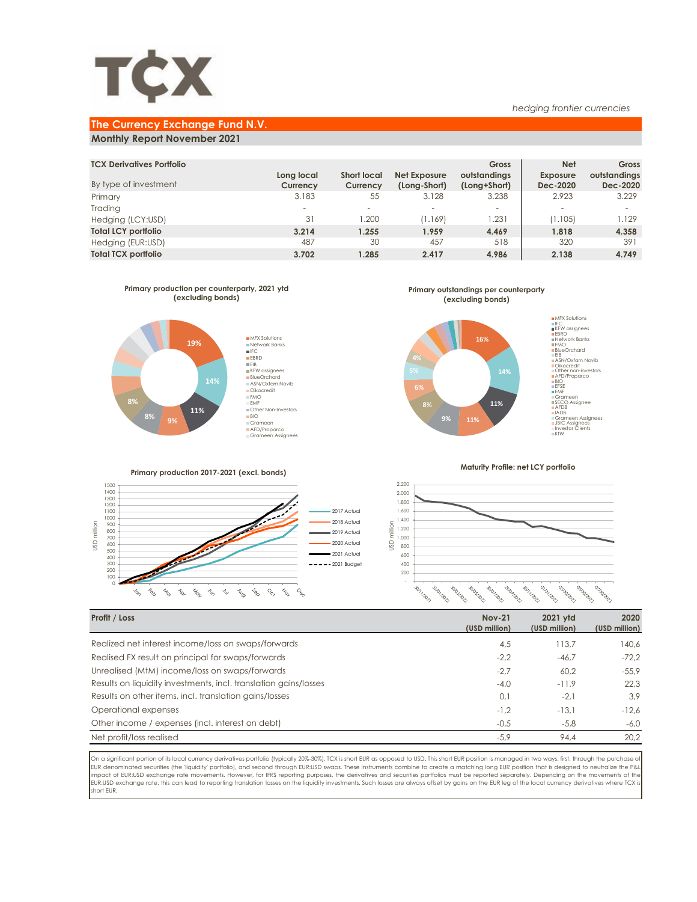# TCX

*hedging frontier currencies*

## The Currency Exchange Fund N.V.

**Monthly Report November 2021**

| TCX Derivatives Portfolio<br>By type of investment | Long local Currency | Short local Currency | Net Exposure (Long-Short) | Gross outstandings (Long+Short) | Net Exposure Dec-2020 | Gross outstandings Dec-2020 |
|---|---|---|---|---|---|---|
| Primary | 3.183 | 55 | 3.128 | 3.238 | 2.923 | 3.229 |
| Trading | - | - | - | - | - | - |
| Hedging (LCY:USD) | 31 | 1.200 | (1.169) | 1.231 | (1.105) | 1.129 |
| **Total LCY portfolio** | **3.214** | **1.255** | **1.959** | **4.469** | **1.818** | **4.358** |
| Hedging (EUR:USD) | 487 | 30 | 457 | 518 | 320 | 391 |
| **Total TCX portfolio** | **3.702** | **1.285** | **2.417** | **4.986** | **2.138** | **4.749** |

**Primary production per counterparty, 2021 ytd (excluding bonds)**

**Primary outstandings per counterparty (excluding bonds)**

**Primary production 2017-2021 (excl. bonds)**

**Maturity Profile: net LCY portfolio**

| Profit / Loss | Nov-21 (USD million) | 2021 ytd (USD million) | 2020 (USD million) |
|---|---|---|---|
| Realized net interest income/loss on swaps/forwards | 4,5 | 113,7 | 140,6 |
| Realised FX result on principal for swaps/forwards | -2,2 | -46,7 | -72,2 |
| Unrealised (MtM) income/loss on swaps/forwards | -2,7 | 60,2 | -55,9 |
| Results on liquidity investments, incl. translation gains/losses | -4,0 | -11,9 | 22,3 |
| Results on other items, incl. translation gains/losses | 0,1 | -2,1 | 3,9 |
| Operational expenses | -1,2 | -13,1 | -12,6 |
| Other income / expenses (incl. interest on debt) | -0,5 | -5,8 | -6,0 |
| Net profit/loss realised | -5,9 | 94,4 | 20,2 |

On a significant portion of its local currency derivatives portfolio (typically 20%-30%), TCX is short EUR as opposed to USD. This short EUR position is managed in two ways: first, through the purchase of EUR denominated securities (the 'liquidity' portfolio), and second through EUR:USD swaps. These instruments combine to create a matching long EUR position that is designed to neutralize the P&L impact of EUR:USD exchange rate movements. However, for IFRS reporting purposes, the derivatives and securities portfolios must be reported separately. Depending on the movements of the EUR:USD exchange rate, this can lead to reporting translation losses on the liquidity investments. Such losses are always offset by gains on the EUR leg of the local currency derivatives where TCX is short EUR.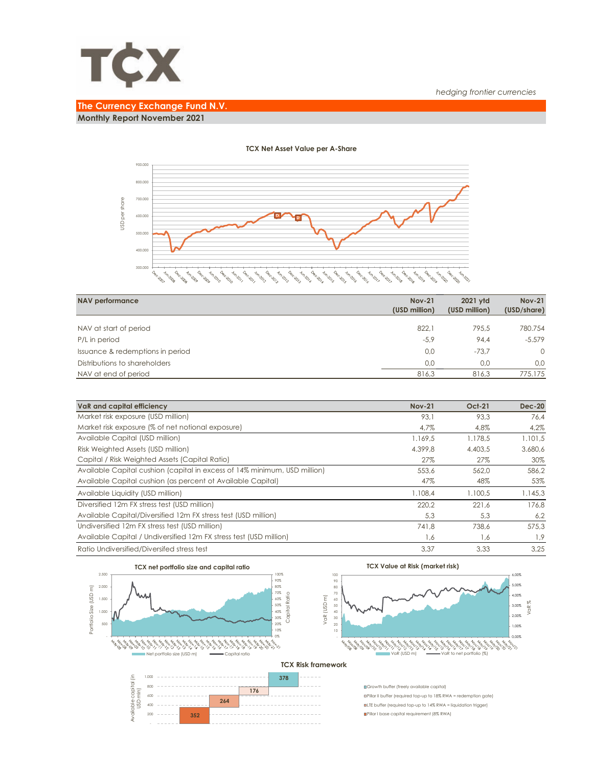*hedging frontier currencies*

## The Currency Exchange Fund N.V.

**Monthly Report November 2021**

**TCX Net Asset Value per A-Share**

| NAV performance | Nov-21 (USD million) | 2021 ytd (USD million) | Nov-21 (USD/share) |
|---|---|---|---|
| NAV at start of period | 822,1 | 795,5 | 780.754 |
| P/L in period | -5,9 | 94,4 | -5.579 |
| Issuance & redemptions in period | 0,0 | -73,7 | 0 |
| Distributions to shareholders | 0,0 | 0,0 | 0,0 |
| NAV at end of period | 816,3 | 816,3 | 775.175 |

| VaR and capital efficiency | Nov-21 | Oct-21 | Dec-20 |
|---|---|---|---|
| Market risk exposure (USD million) | 93,1 | 93,3 | 76,4 |
| Market risk exposure (% of net notional exposure) | 4,7% | 4,8% | 4,2% |
| Available Capital (USD million) | 1.169,5 | 1.178,5 | 1.101,5 |
| Risk Weighted Assets (USD million) | 4.399,8 | 4.403,5 | 3.680,6 |
| Capital / Risk Weighted Assets (Capital Ratio) | 27% | 27% | 30% |
| Available Capital cushion (capital in excess of 14% minimum, USD million) | 553,6 | 562,0 | 586,2 |
| Available Capital cushion (as percent of Available Capital) | 47% | 48% | 53% |
| Available Liquidity (USD million) | 1.108,4 | 1.100,5 | 1.145,3 |
| Diversified 12m FX stress test (USD million) | 220,2 | 221,6 | 176,8 |
| Available Capital/Diversified 12m FX stress test (USD million) | 5,3 | 5,3 | 6,2 |
| Undiversified 12m FX stress test (USD million) | 741,8 | 738,6 | 575,3 |
| Available Capital / Undiversified 12m FX stress test (USD million) | 1,6 | 1,6 | 1,9 |
| Ratio Undiversified/Diversifed stress test | 3,37 | 3,33 | 3,25 |

**TCX net portfolio size and capital ratio**

**TCX Value at Risk (market risk)**

**TCX Risk framework**

- Growth buffer (freely available capital): 378
- Pillar II buffer (required top-up to 18% RWA = redemption gate): 176
- LTE buffer (required top-up to 14% RWA = liquidation trigger): 264
- Pillar I base capital requirement (8% RWA): 352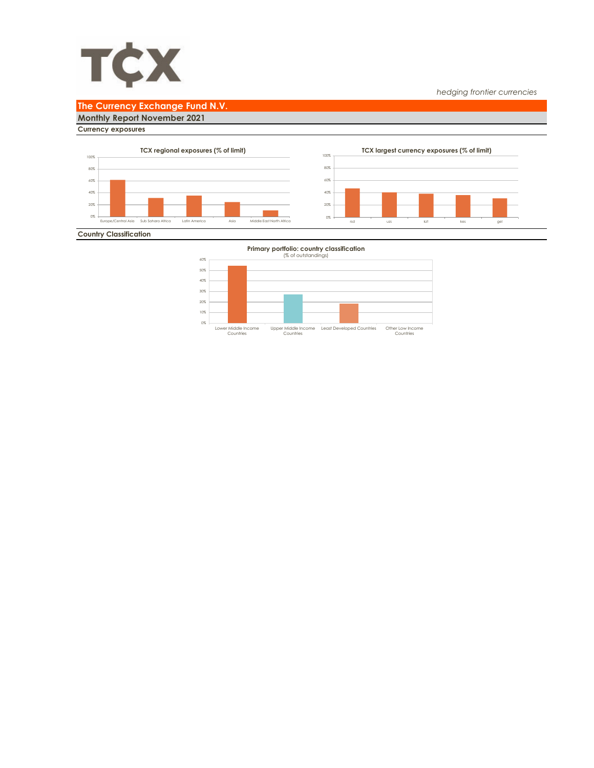TCX

*hedging frontier currencies*

# The Currency Exchange Fund N.V.

## Monthly Report November 2021

### Currency exposures

**TCX regional exposures (% of limit)**

100%
80%
60%
40%
20%
0%

Europe/Central Asia
Sub Sahara Africa
Latin America
Asia
Middle East North Africa

**TCX largest currency exposures (% of limit)**

100%
80%
60%
40%
20%
0%

rsd
uzs
kzt
kes
gel

### Country Classification

**Primary portfolio: country classification**
(% of outstandings)

60%
50%
40%
30%
20%
10%
0%

Lower Middle Income Countries
Upper Middle Income Countries
Least Developed Countries
Other Low Income Countries